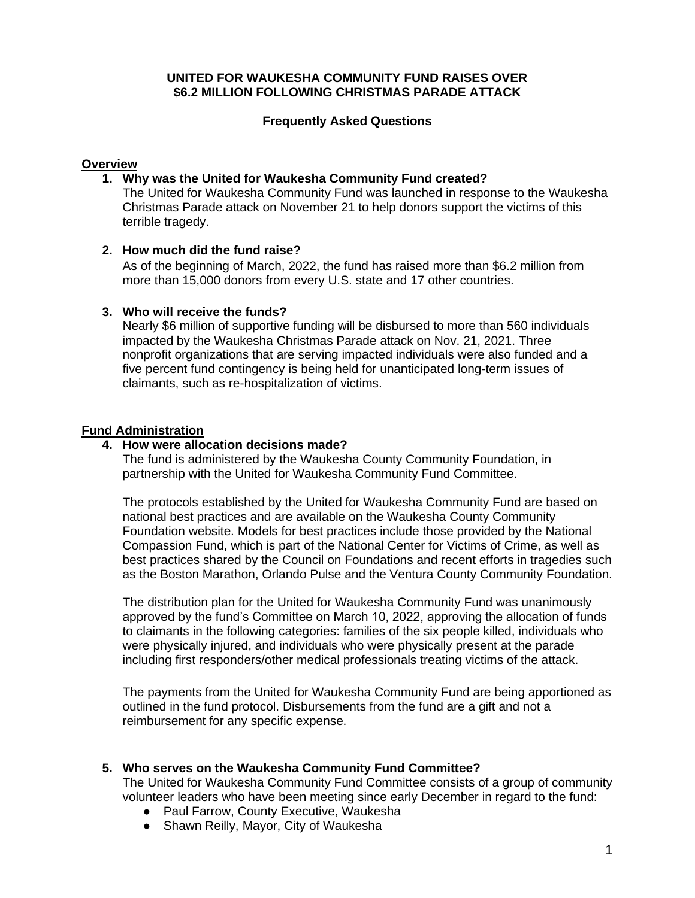# UNITED FOR WAUKESHA COMMUNITY FUND RAISES OVER $6.2 MILLION FOLLOWING CHRISTMAS PARADE ATTACK

### Frequently Asked Questions

## Overview

**1. Why was the United for Waukesha Community Fund created?**

The United for Waukesha Community Fund was launched in response to the Waukesha Christmas Parade attack on November 21 to help donors support the victims of this terrible tragedy.

**2. How much did the fund raise?**

As of the beginning of March, 2022, the fund has raised more than $6.2 million from more than 15,000 donors from every U.S. state and 17 other countries.

**3. Who will receive the funds?**

Nearly $6 million of supportive funding will be disbursed to more than 560 individuals impacted by the Waukesha Christmas Parade attack on Nov. 21, 2021. Three nonprofit organizations that are serving impacted individuals were also funded and a five percent fund contingency is being held for unanticipated long-term issues of claimants, such as re-hospitalization of victims.

## Fund Administration

**4. How were allocation decisions made?**

The fund is administered by the Waukesha County Community Foundation, in partnership with the United for Waukesha Community Fund Committee.

The protocols established by the United for Waukesha Community Fund are based on national best practices and are available on the Waukesha County Community Foundation website. Models for best practices include those provided by the National Compassion Fund, which is part of the National Center for Victims of Crime, as well as best practices shared by the Council on Foundations and recent efforts in tragedies such as the Boston Marathon, Orlando Pulse and the Ventura County Community Foundation.

The distribution plan for the United for Waukesha Community Fund was unanimously approved by the fund's Committee on March 10, 2022, approving the allocation of funds to claimants in the following categories: families of the six people killed, individuals who were physically injured, and individuals who were physically present at the parade including first responders/other medical professionals treating victims of the attack.

The payments from the United for Waukesha Community Fund are being apportioned as outlined in the fund protocol. Disbursements from the fund are a gift and not a reimbursement for any specific expense.

**5. Who serves on the Waukesha Community Fund Committee?**

The United for Waukesha Community Fund Committee consists of a group of community volunteer leaders who have been meeting since early December in regard to the fund:

- Paul Farrow, County Executive, Waukesha
- Shawn Reilly, Mayor, City of Waukesha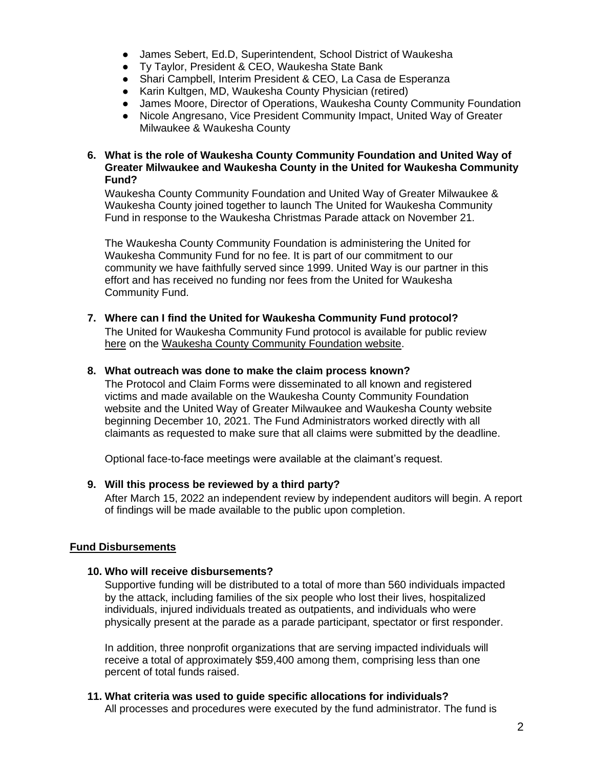- James Sebert, Ed.D, Superintendent, School District of Waukesha
- Ty Taylor, President & CEO, Waukesha State Bank
- Shari Campbell, Interim President & CEO, La Casa de Esperanza
- Karin Kultgen, MD, Waukesha County Physician (retired)
- James Moore, Director of Operations, Waukesha County Community Foundation
- Nicole Angresano, Vice President Community Impact, United Way of Greater Milwaukee & Waukesha County

**6. What is the role of Waukesha County Community Foundation and United Way of Greater Milwaukee and Waukesha County in the United for Waukesha Community Fund?**

Waukesha County Community Foundation and United Way of Greater Milwaukee & Waukesha County joined together to launch The United for Waukesha Community Fund in response to the Waukesha Christmas Parade attack on November 21.

The Waukesha County Community Foundation is administering the United for Waukesha Community Fund for no fee. It is part of our commitment to our community we have faithfully served since 1999. United Way is our partner in this effort and has received no funding nor fees from the United for Waukesha Community Fund.

**7. Where can I find the United for Waukesha Community Fund protocol?**

The United for Waukesha Community Fund protocol is available for public review here on the Waukesha County Community Foundation website.

**8. What outreach was done to make the claim process known?**

The Protocol and Claim Forms were disseminated to all known and registered victims and made available on the Waukesha County Community Foundation website and the United Way of Greater Milwaukee and Waukesha County website beginning December 10, 2021. The Fund Administrators worked directly with all claimants as requested to make sure that all claims were submitted by the deadline.

Optional face-to-face meetings were available at the claimant's request.

**9. Will this process be reviewed by a third party?**

After March 15, 2022 an independent review by independent auditors will begin. A report of findings will be made available to the public upon completion.

## Fund Disbursements

**10. Who will receive disbursements?**

Supportive funding will be distributed to a total of more than 560 individuals impacted by the attack, including families of the six people who lost their lives, hospitalized individuals, injured individuals treated as outpatients, and individuals who were physically present at the parade as a parade participant, spectator or first responder.

In addition, three nonprofit organizations that are serving impacted individuals will receive a total of approximately $59,400 among them, comprising less than one percent of total funds raised.

**11. What criteria was used to guide specific allocations for individuals?**

All processes and procedures were executed by the fund administrator. The fund is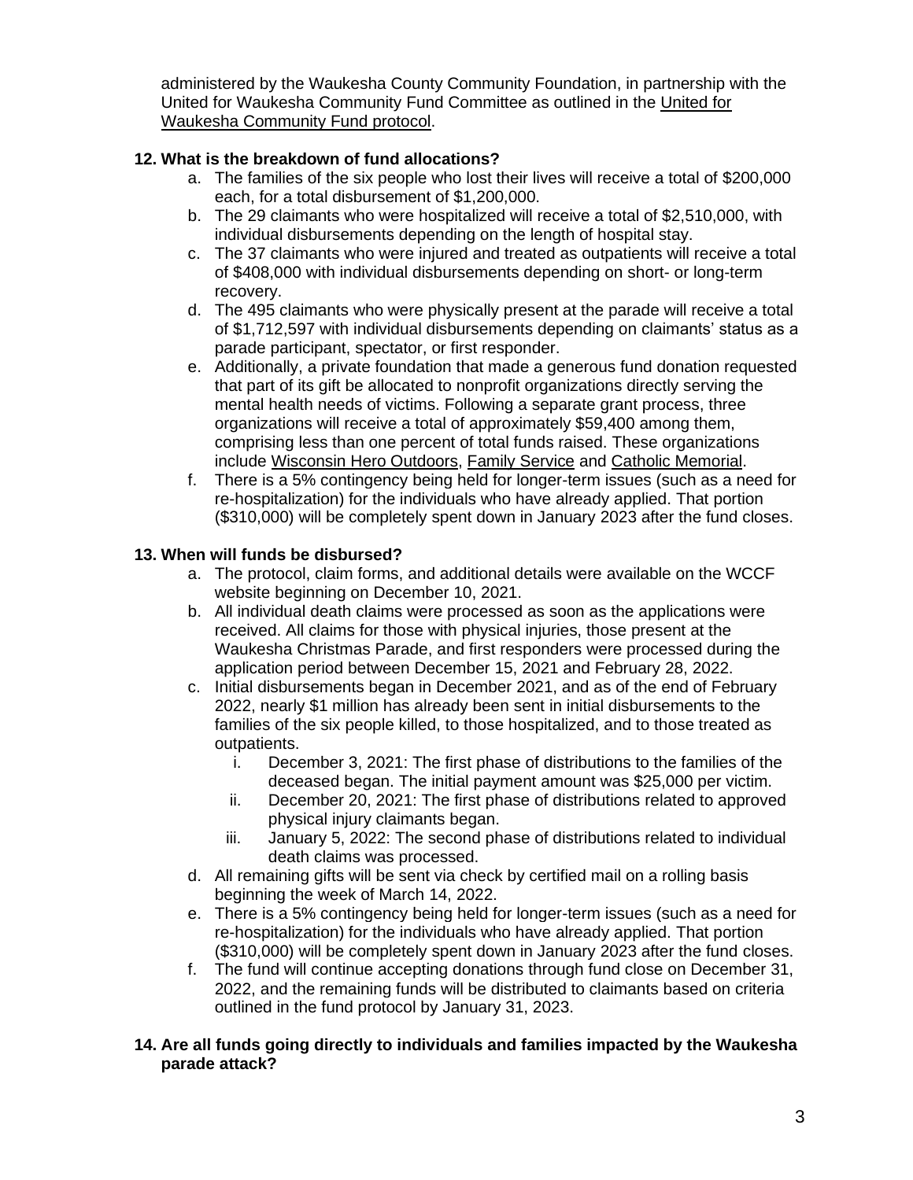administered by the Waukesha County Community Foundation, in partnership with the United for Waukesha Community Fund Committee as outlined in the United for Waukesha Community Fund protocol.

**12. What is the breakdown of fund allocations?**

a. The families of the six people who lost their lives will receive a total of $200,000 each, for a total disbursement of $1,200,000.
b. The 29 claimants who were hospitalized will receive a total of $2,510,000, with individual disbursements depending on the length of hospital stay.
c. The 37 claimants who were injured and treated as outpatients will receive a total of $408,000 with individual disbursements depending on short- or long-term recovery.
d. The 495 claimants who were physically present at the parade will receive a total of $1,712,597 with individual disbursements depending on claimants' status as a parade participant, spectator, or first responder.
e. Additionally, a private foundation that made a generous fund donation requested that part of its gift be allocated to nonprofit organizations directly serving the mental health needs of victims. Following a separate grant process, three organizations will receive a total of approximately $59,400 among them, comprising less than one percent of total funds raised. These organizations include Wisconsin Hero Outdoors, Family Service and Catholic Memorial.
f. There is a 5% contingency being held for longer-term issues (such as a need for re-hospitalization) for the individuals who have already applied. That portion ($310,000) will be completely spent down in January 2023 after the fund closes.

**13. When will funds be disbursed?**

a. The protocol, claim forms, and additional details were available on the WCCF website beginning on December 10, 2021.
b. All individual death claims were processed as soon as the applications were received. All claims for those with physical injuries, those present at the Waukesha Christmas Parade, and first responders were processed during the application period between December 15, 2021 and February 28, 2022.
c. Initial disbursements began in December 2021, and as of the end of February 2022, nearly $1 million has already been sent in initial disbursements to the families of the six people killed, to those hospitalized, and to those treated as outpatients.
    i. December 3, 2021: The first phase of distributions to the families of the deceased began. The initial payment amount was $25,000 per victim.
    ii. December 20, 2021: The first phase of distributions related to approved physical injury claimants began.
    iii. January 5, 2022: The second phase of distributions related to individual death claims was processed.
d. All remaining gifts will be sent via check by certified mail on a rolling basis beginning the week of March 14, 2022.
e. There is a 5% contingency being held for longer-term issues (such as a need for re-hospitalization) for the individuals who have already applied. That portion ($310,000) will be completely spent down in January 2023 after the fund closes.
f. The fund will continue accepting donations through fund close on December 31, 2022, and the remaining funds will be distributed to claimants based on criteria outlined in the fund protocol by January 31, 2023.

**14. Are all funds going directly to individuals and families impacted by the Waukesha parade attack?**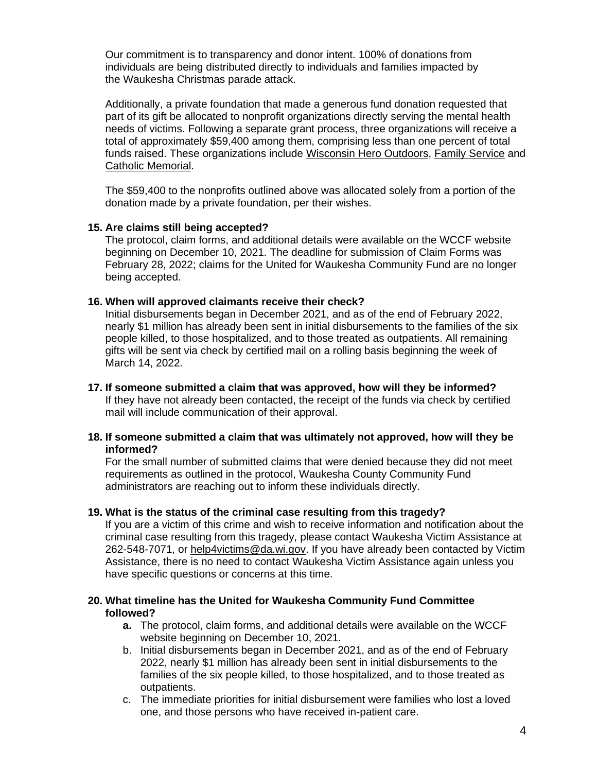Our commitment is to transparency and donor intent. 100% of donations from individuals are being distributed directly to individuals and families impacted by the Waukesha Christmas parade attack.

Additionally, a private foundation that made a generous fund donation requested that part of its gift be allocated to nonprofit organizations directly serving the mental health needs of victims. Following a separate grant process, three organizations will receive a total of approximately $59,400 among them, comprising less than one percent of total funds raised. These organizations include Wisconsin Hero Outdoors, Family Service and Catholic Memorial.

The $59,400 to the nonprofits outlined above was allocated solely from a portion of the donation made by a private foundation, per their wishes.

**15. Are claims still being accepted?**
The protocol, claim forms, and additional details were available on the WCCF website beginning on December 10, 2021. The deadline for submission of Claim Forms was February 28, 2022; claims for the United for Waukesha Community Fund are no longer being accepted.

**16. When will approved claimants receive their check?**
Initial disbursements began in December 2021, and as of the end of February 2022, nearly $1 million has already been sent in initial disbursements to the families of the six people killed, to those hospitalized, and to those treated as outpatients. All remaining gifts will be sent via check by certified mail on a rolling basis beginning the week of March 14, 2022.

**17. If someone submitted a claim that was approved, how will they be informed?**
If they have not already been contacted, the receipt of the funds via check by certified mail will include communication of their approval.

**18. If someone submitted a claim that was ultimately not approved, how will they be informed?**
For the small number of submitted claims that were denied because they did not meet requirements as outlined in the protocol, Waukesha County Community Fund administrators are reaching out to inform these individuals directly.

**19. What is the status of the criminal case resulting from this tragedy?**
If you are a victim of this crime and wish to receive information and notification about the criminal case resulting from this tragedy, please contact Waukesha Victim Assistance at 262-548-7071, or help4victims@da.wi.gov. If you have already been contacted by Victim Assistance, there is no need to contact Waukesha Victim Assistance again unless you have specific questions or concerns at this time.

**20. What timeline has the United for Waukesha Community Fund Committee followed?**

- **a.** The protocol, claim forms, and additional details were available on the WCCF website beginning on December 10, 2021.
- b. Initial disbursements began in December 2021, and as of the end of February 2022, nearly $1 million has already been sent in initial disbursements to the families of the six people killed, to those hospitalized, and to those treated as outpatients.
- c. The immediate priorities for initial disbursement were families who lost a loved one, and those persons who have received in-patient care.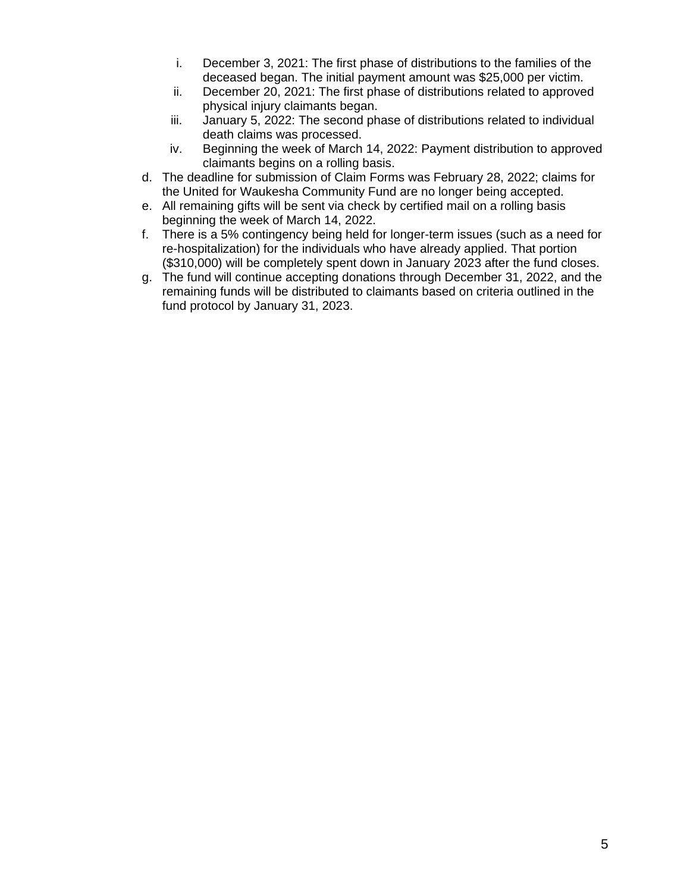i. December 3, 2021: The first phase of distributions to the families of the deceased began. The initial payment amount was $25,000 per victim.
   ii. December 20, 2021: The first phase of distributions related to approved physical injury claimants began.
   iii. January 5, 2022: The second phase of distributions related to individual death claims was processed.
   iv. Beginning the week of March 14, 2022: Payment distribution to approved claimants begins on a rolling basis.

d. The deadline for submission of Claim Forms was February 28, 2022; claims for the United for Waukesha Community Fund are no longer being accepted.
e. All remaining gifts will be sent via check by certified mail on a rolling basis beginning the week of March 14, 2022.
f. There is a 5% contingency being held for longer-term issues (such as a need for re-hospitalization) for the individuals who have already applied. That portion ($310,000) will be completely spent down in January 2023 after the fund closes.
g. The fund will continue accepting donations through December 31, 2022, and the remaining funds will be distributed to claimants based on criteria outlined in the fund protocol by January 31, 2023.